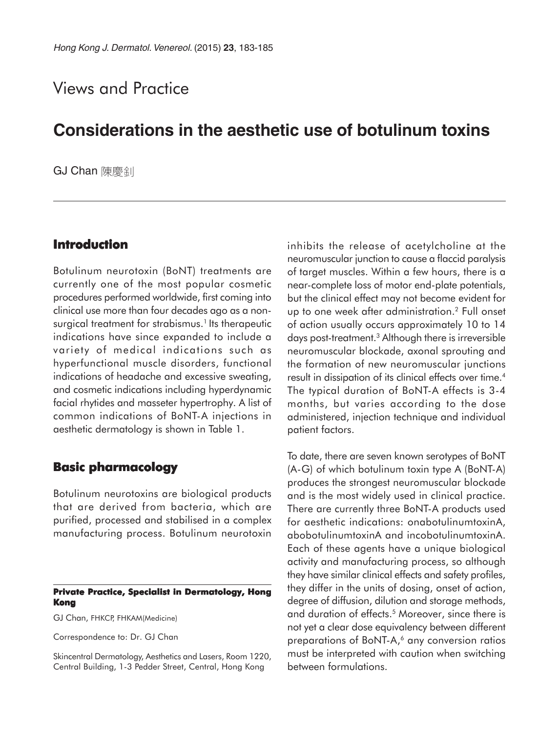Views and Practice

# Considerations in the aesthetic use of botulinum toxins

GJ Chan 陳慶釗

## Introduction

Botulinum neurotoxin (BoNT) treatments are currently one of the most popular cosmetic procedures performed worldwide, first coming into clinical use more than four decades ago as a non-surgical treatment for strabismus.[1] Its therapeutic indications have since expanded to include a variety of medical indications such as hyperfunctional muscle disorders, functional indications of headache and excessive sweating, and cosmetic indications including hyperdynamic facial rhytides and masseter hypertrophy. A list of common indications of BoNT-A injections in aesthetic dermatology is shown in Table 1.

## Basic pharmacology

Botulinum neurotoxins are biological products that are derived from bacteria, which are purified, processed and stabilised in a complex manufacturing process. Botulinum neurotoxin inhibits the release of acetylcholine at the neuromuscular junction to cause a flaccid paralysis of target muscles. Within a few hours, there is a near-complete loss of motor end-plate potentials, but the clinical effect may not become evident for up to one week after administration.[2] Full onset of action usually occurs approximately 10 to 14 days post-treatment.[3] Although there is irreversible neuromuscular blockade, axonal sprouting and the formation of new neuromuscular junctions result in dissipation of its clinical effects over time.[4] The typical duration of BoNT-A effects is 3-4 months, but varies according to the dose administered, injection technique and individual patient factors.

To date, there are seven known serotypes of BoNT (A-G) of which botulinum toxin type A (BoNT-A) produces the strongest neuromuscular blockade and is the most widely used in clinical practice. There are currently three BoNT-A products used for aesthetic indications: onabotulinumtoxinA, abobotulinumtoxinA and incobotulinumtoxinA. Each of these agents have a unique biological activity and manufacturing process, so although they have similar clinical effects and safety profiles, they differ in the units of dosing, onset of action, degree of diffusion, dilution and storage methods, and duration of effects.[5] Moreover, since there is not yet a clear dose equivalency between different preparations of BoNT-A,[6] any conversion ratios must be interpreted with caution when switching between formulations.

**Private Practice, Specialist in Dermatology, Hong Kong**

GJ Chan, FHKCP, FHKAM(Medicine)

Correspondence to: Dr. GJ Chan

Skincentral Dermatology, Aesthetics and Lasers, Room 1220, Central Building, 1-3 Pedder Street, Central, Hong Kong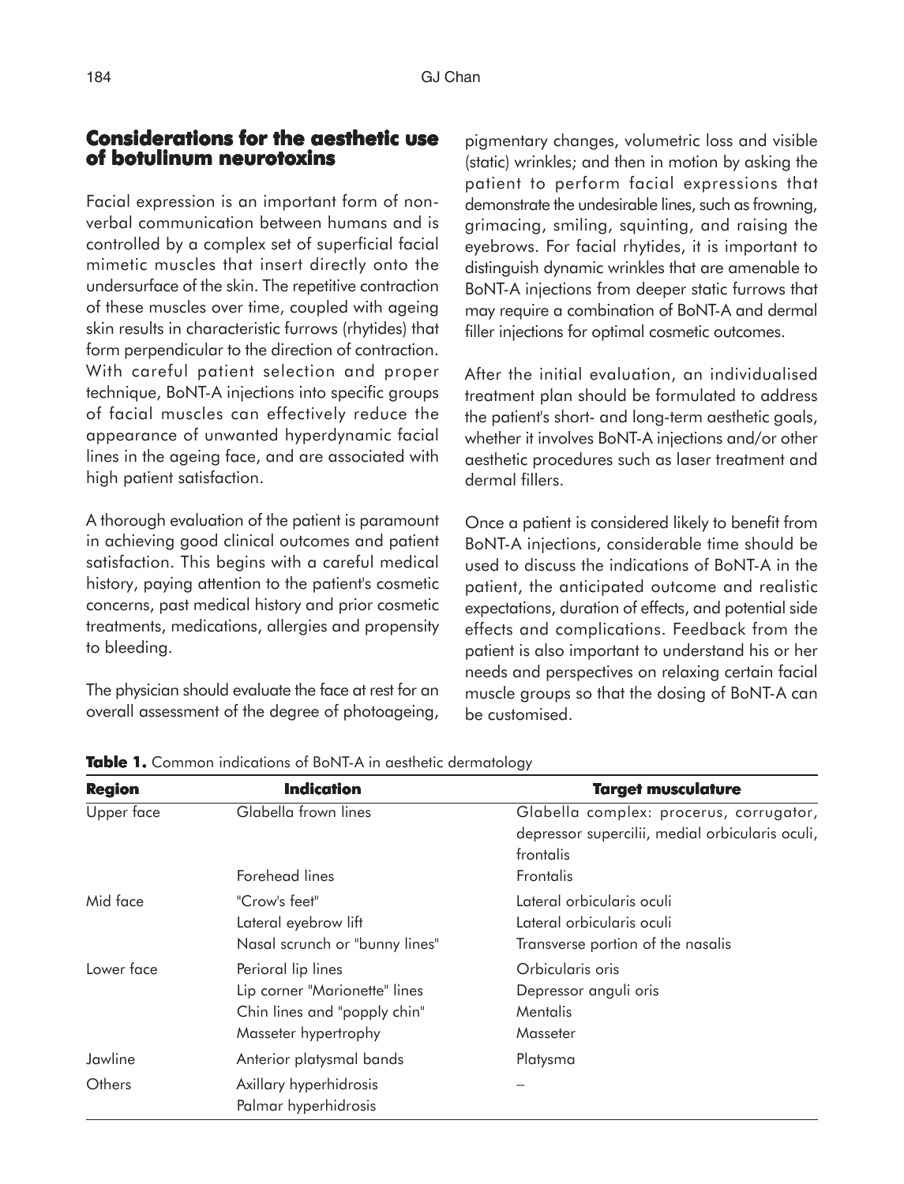## Considerations for the aesthetic use of botulinum neurotoxins

Facial expression is an important form of non-verbal communication between humans and is controlled by a complex set of superficial facial mimetic muscles that insert directly onto the undersurface of the skin. The repetitive contraction of these muscles over time, coupled with ageing skin results in characteristic furrows (rhytides) that form perpendicular to the direction of contraction. With careful patient selection and proper technique, BoNT-A injections into specific groups of facial muscles can effectively reduce the appearance of unwanted hyperdynamic facial lines in the ageing face, and are associated with high patient satisfaction.

A thorough evaluation of the patient is paramount in achieving good clinical outcomes and patient satisfaction. This begins with a careful medical history, paying attention to the patient's cosmetic concerns, past medical history and prior cosmetic treatments, medications, allergies and propensity to bleeding.

The physician should evaluate the face at rest for an overall assessment of the degree of photoageing, pigmentary changes, volumetric loss and visible (static) wrinkles; and then in motion by asking the patient to perform facial expressions that demonstrate the undesirable lines, such as frowning, grimacing, smiling, squinting, and raising the eyebrows. For facial rhytides, it is important to distinguish dynamic wrinkles that are amenable to BoNT-A injections from deeper static furrows that may require a combination of BoNT-A and dermal filler injections for optimal cosmetic outcomes.

After the initial evaluation, an individualised treatment plan should be formulated to address the patient's short- and long-term aesthetic goals, whether it involves BoNT-A injections and/or other aesthetic procedures such as laser treatment and dermal fillers.

Once a patient is considered likely to benefit from BoNT-A injections, considerable time should be used to discuss the indications of BoNT-A in the patient, the anticipated outcome and realistic expectations, duration of effects, and potential side effects and complications. Feedback from the patient is also important to understand his or her needs and perspectives on relaxing certain facial muscle groups so that the dosing of BoNT-A can be customised.

**Table 1.** Common indications of BoNT-A in aesthetic dermatology

| Region | Indication | Target musculature |
|---|---|---|
| Upper face | Glabella frown lines | Glabella complex: procerus, corrugator, depressor supercilii, medial orbicularis oculi, frontalis |
| | Forehead lines | Frontalis |
| Mid face | "Crow's feet" | Lateral orbicularis oculi |
| | Lateral eyebrow lift | Lateral orbicularis oculi |
| | Nasal scrunch or "bunny lines" | Transverse portion of the nasalis |
| Lower face | Perioral lip lines | Orbicularis oris |
| | Lip corner "Marionette" lines | Depressor anguli oris |
| | Chin lines and "popply chin" | Mentalis |
| | Masseter hypertrophy | Masseter |
| Jawline | Anterior platysmal bands | Platysma |
| Others | Axillary hyperhidrosis | – |
| | Palmar hyperhidrosis | |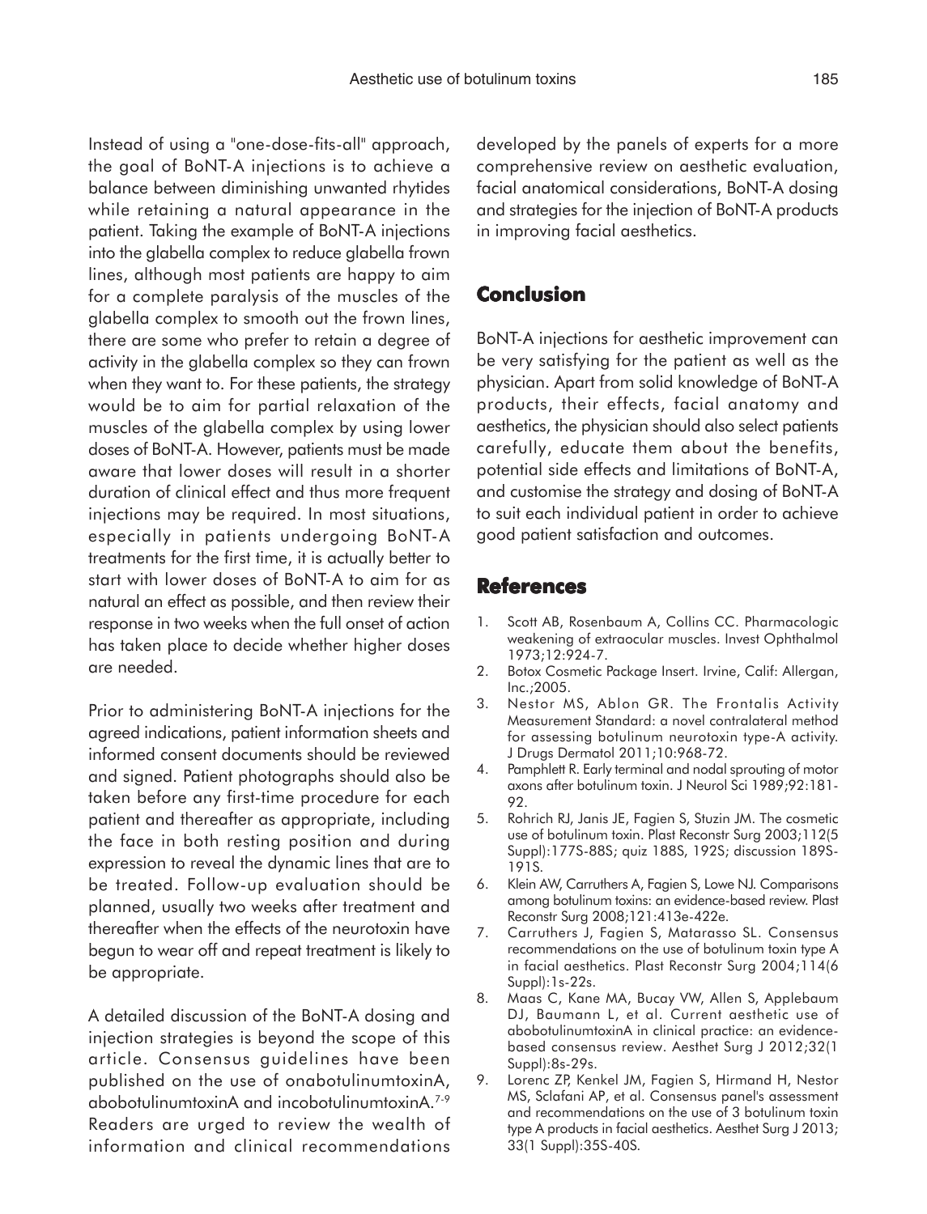Instead of using a "one-dose-fits-all" approach, the goal of BoNT-A injections is to achieve a balance between diminishing unwanted rhytides while retaining a natural appearance in the patient. Taking the example of BoNT-A injections into the glabella complex to reduce glabella frown lines, although most patients are happy to aim for a complete paralysis of the muscles of the glabella complex to smooth out the frown lines, there are some who prefer to retain a degree of activity in the glabella complex so they can frown when they want to. For these patients, the strategy would be to aim for partial relaxation of the muscles of the glabella complex by using lower doses of BoNT-A. However, patients must be made aware that lower doses will result in a shorter duration of clinical effect and thus more frequent injections may be required. In most situations, especially in patients undergoing BoNT-A treatments for the first time, it is actually better to start with lower doses of BoNT-A to aim for as natural an effect as possible, and then review their response in two weeks when the full onset of action has taken place to decide whether higher doses are needed.

Prior to administering BoNT-A injections for the agreed indications, patient information sheets and informed consent documents should be reviewed and signed. Patient photographs should also be taken before any first-time procedure for each patient and thereafter as appropriate, including the face in both resting position and during expression to reveal the dynamic lines that are to be treated. Follow-up evaluation should be planned, usually two weeks after treatment and thereafter when the effects of the neurotoxin have begun to wear off and repeat treatment is likely to be appropriate.

A detailed discussion of the BoNT-A dosing and injection strategies is beyond the scope of this article. Consensus guidelines have been published on the use of onabotulinumtoxinA, abobotulinumtoxinA and incobotulinumtoxinA.[7-9] Readers are urged to review the wealth of information and clinical recommendations developed by the panels of experts for a more comprehensive review on aesthetic evaluation, facial anatomical considerations, BoNT-A dosing and strategies for the injection of BoNT-A products in improving facial aesthetics.

## Conclusion

BoNT-A injections for aesthetic improvement can be very satisfying for the patient as well as the physician. Apart from solid knowledge of BoNT-A products, their effects, facial anatomy and aesthetics, the physician should also select patients carefully, educate them about the benefits, potential side effects and limitations of BoNT-A, and customise the strategy and dosing of BoNT-A to suit each individual patient in order to achieve good patient satisfaction and outcomes.

## References

1. Scott AB, Rosenbaum A, Collins CC. Pharmacologic weakening of extraocular muscles. Invest Ophthalmol 1973;12:924-7.
2. Botox Cosmetic Package Insert. Irvine, Calif: Allergan, Inc.;2005.
3. Nestor MS, Ablon GR. The Frontalis Activity Measurement Standard: a novel contralateral method for assessing botulinum neurotoxin type-A activity. J Drugs Dermatol 2011;10:968-72.
4. Pamphlett R. Early terminal and nodal sprouting of motor axons after botulinum toxin. J Neurol Sci 1989;92:181-92.
5. Rohrich RJ, Janis JE, Fagien S, Stuzin JM. The cosmetic use of botulinum toxin. Plast Reconstr Surg 2003;112(5 Suppl):177S-88S; quiz 188S, 192S; discussion 189S-191S.
6. Klein AW, Carruthers A, Fagien S, Lowe NJ. Comparisons among botulinum toxins: an evidence-based review. Plast Reconstr Surg 2008;121:413e-422e.
7. Carruthers J, Fagien S, Matarasso SL. Consensus recommendations on the use of botulinum toxin type A in facial aesthetics. Plast Reconstr Surg 2004;114(6 Suppl):1s-22s.
8. Maas C, Kane MA, Bucay VW, Allen S, Applebaum DJ, Baumann L, et al. Current aesthetic use of abobotulinumtoxinA in clinical practice: an evidence-based consensus review. Aesthet Surg J 2012;32(1 Suppl):8s-29s.
9. Lorenc ZP, Kenkel JM, Fagien S, Hirmand H, Nestor MS, Sclafani AP, et al. Consensus panel's assessment and recommendations on the use of 3 botulinum toxin type A products in facial aesthetics. Aesthet Surg J 2013; 33(1 Suppl):35S-40S.